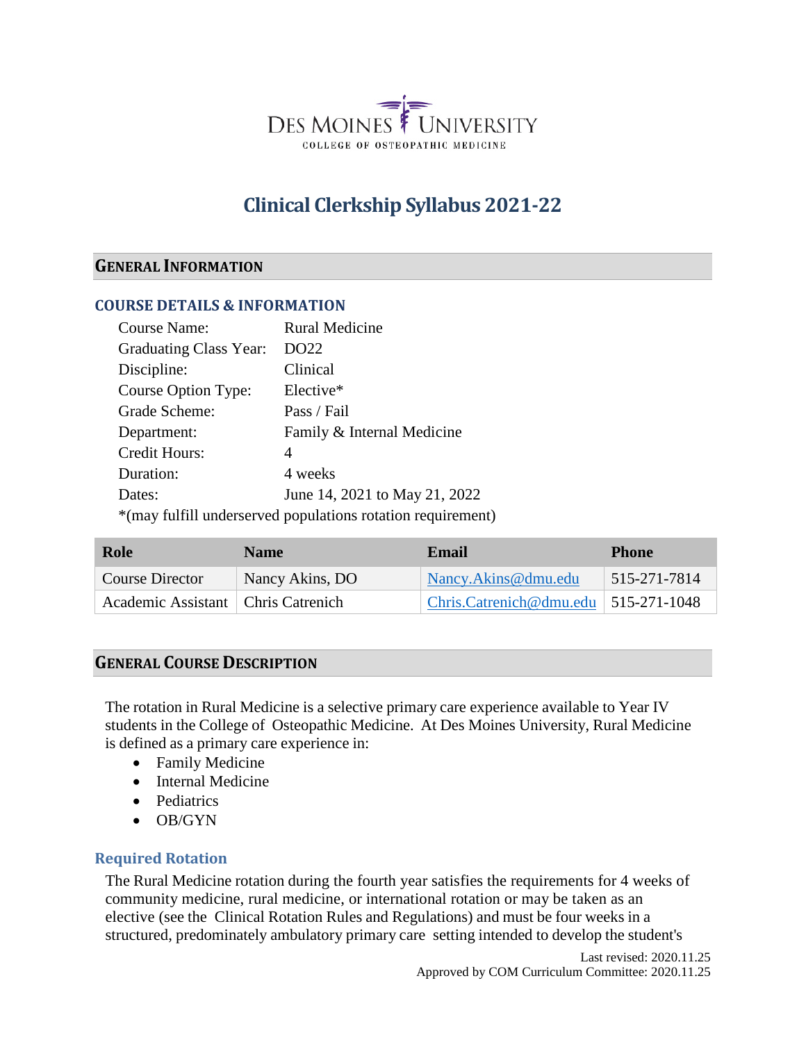DES MOINES UNIVERSITY
COLLEGE OF OSTEOPATHIC MEDICINE

# Clinical Clerkship Syllabus 2021-22

## GENERAL INFORMATION

### COURSE DETAILS & INFORMATION

Course Name: Rural Medicine
Graduating Class Year: DO22
Discipline: Clinical
Course Option Type: Elective*
Grade Scheme: Pass / Fail
Department: Family & Internal Medicine
Credit Hours: 4
Duration: 4 weeks
Dates: June 14, 2021 to May 21, 2022
*(may fulfill underserved populations rotation requirement)

| Role | Name | Email | Phone |
| --- | --- | --- | --- |
| Course Director | Nancy Akins, DO | Nancy.Akins@dmu.edu | 515-271-7814 |
| Academic Assistant | Chris Catrenich | Chris.Catrenich@dmu.edu | 515-271-1048 |

## GENERAL COURSE DESCRIPTION

The rotation in Rural Medicine is a selective primary care experience available to Year IV students in the College of Osteopathic Medicine. At Des Moines University, Rural Medicine is defined as a primary care experience in:

- Family Medicine
- Internal Medicine
- Pediatrics
- OB/GYN

### Required Rotation

The Rural Medicine rotation during the fourth year satisfies the requirements for 4 weeks of community medicine, rural medicine, or international rotation or may be taken as an elective (see the Clinical Rotation Rules and Regulations) and must be four weeks in a structured, predominately ambulatory primary care setting intended to develop the student's

Last revised: 2020.11.25
Approved by COM Curriculum Committee: 2020.11.25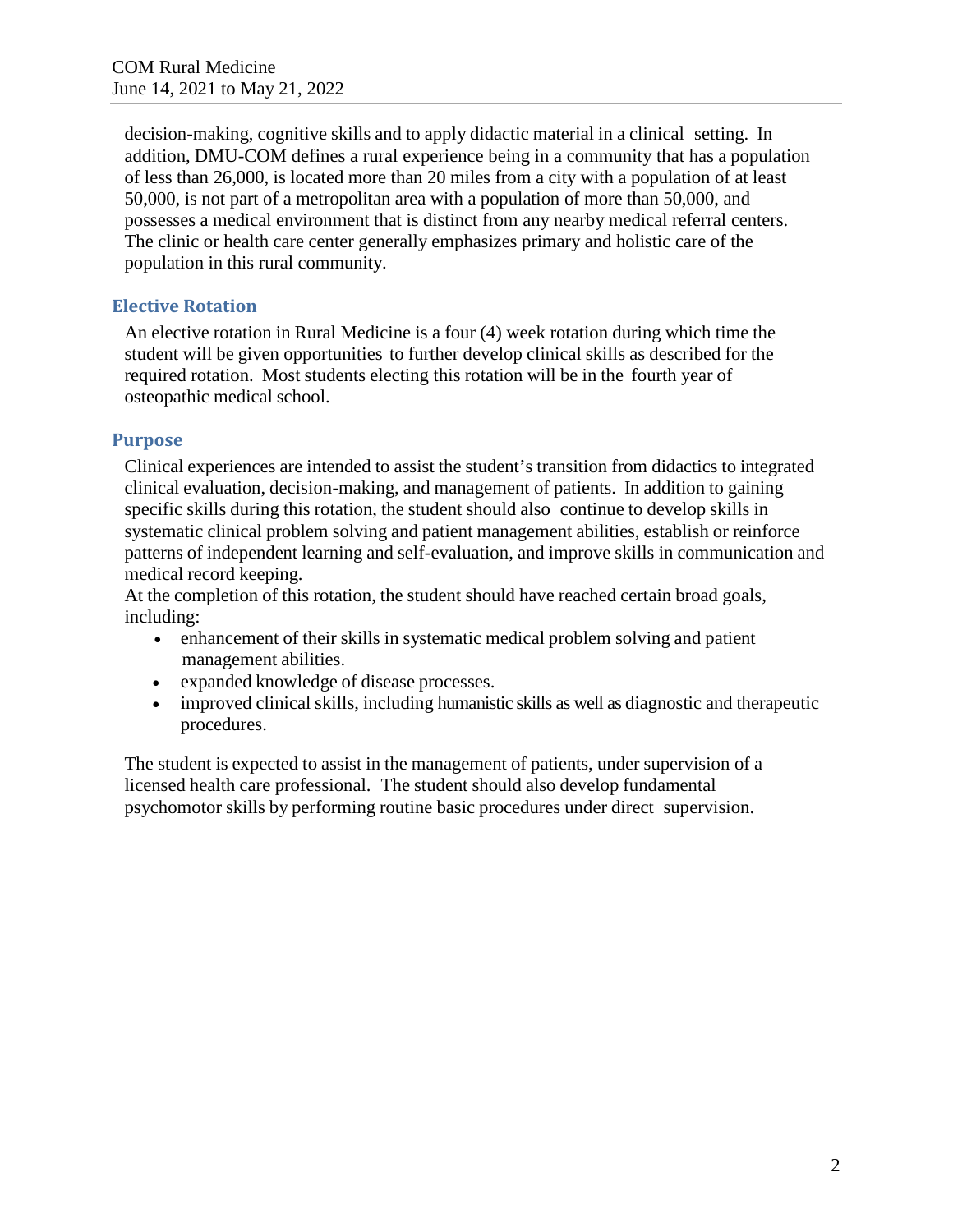decision-making, cognitive skills and to apply didactic material in a clinical setting. In addition, DMU-COM defines a rural experience being in a community that has a population of less than 26,000, is located more than 20 miles from a city with a population of at least 50,000, is not part of a metropolitan area with a population of more than 50,000, and possesses a medical environment that is distinct from any nearby medical referral centers. The clinic or health care center generally emphasizes primary and holistic care of the population in this rural community.

## Elective Rotation

An elective rotation in Rural Medicine is a four (4) week rotation during which time the student will be given opportunities to further develop clinical skills as described for the required rotation. Most students electing this rotation will be in the fourth year of osteopathic medical school.

## Purpose

Clinical experiences are intended to assist the student's transition from didactics to integrated clinical evaluation, decision-making, and management of patients. In addition to gaining specific skills during this rotation, the student should also continue to develop skills in systematic clinical problem solving and patient management abilities, establish or reinforce patterns of independent learning and self-evaluation, and improve skills in communication and medical record keeping.

At the completion of this rotation, the student should have reached certain broad goals, including:

- enhancement of their skills in systematic medical problem solving and patient management abilities.
- expanded knowledge of disease processes.
- improved clinical skills, including humanistic skills as well as diagnostic and therapeutic procedures.

The student is expected to assist in the management of patients, under supervision of a licensed health care professional. The student should also develop fundamental psychomotor skills by performing routine basic procedures under direct supervision.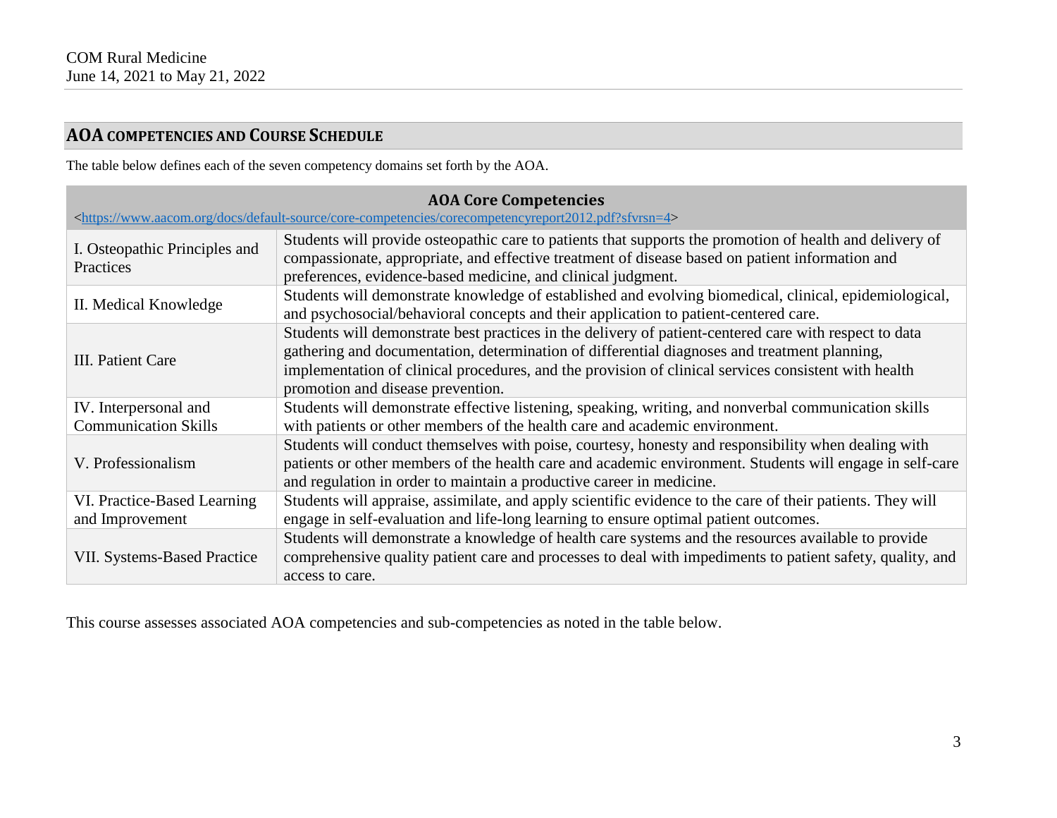## AOA COMPETENCIES AND COURSE SCHEDULE

The table below defines each of the seven competency domains set forth by the AOA.

| AOA Core Competencies <https://www.aacom.org/docs/default-source/core-competencies/corecompetencyreport2012.pdf?sfvrsn=4> | |
|---|---|
| I. Osteopathic Principles and Practices | Students will provide osteopathic care to patients that supports the promotion of health and delivery of compassionate, appropriate, and effective treatment of disease based on patient information and preferences, evidence-based medicine, and clinical judgment. |
| II. Medical Knowledge | Students will demonstrate knowledge of established and evolving biomedical, clinical, epidemiological, and psychosocial/behavioral concepts and their application to patient-centered care. |
| III. Patient Care | Students will demonstrate best practices in the delivery of patient-centered care with respect to data gathering and documentation, determination of differential diagnoses and treatment planning, implementation of clinical procedures, and the provision of clinical services consistent with health promotion and disease prevention. |
| IV. Interpersonal and Communication Skills | Students will demonstrate effective listening, speaking, writing, and nonverbal communication skills with patients or other members of the health care and academic environment. |
| V. Professionalism | Students will conduct themselves with poise, courtesy, honesty and responsibility when dealing with patients or other members of the health care and academic environment. Students will engage in self-care and regulation in order to maintain a productive career in medicine. |
| VI. Practice-Based Learning and Improvement | Students will appraise, assimilate, and apply scientific evidence to the care of their patients. They will engage in self-evaluation and life-long learning to ensure optimal patient outcomes. |
| VII. Systems-Based Practice | Students will demonstrate a knowledge of health care systems and the resources available to provide comprehensive quality patient care and processes to deal with impediments to patient safety, quality, and access to care. |

This course assesses associated AOA competencies and sub-competencies as noted in the table below.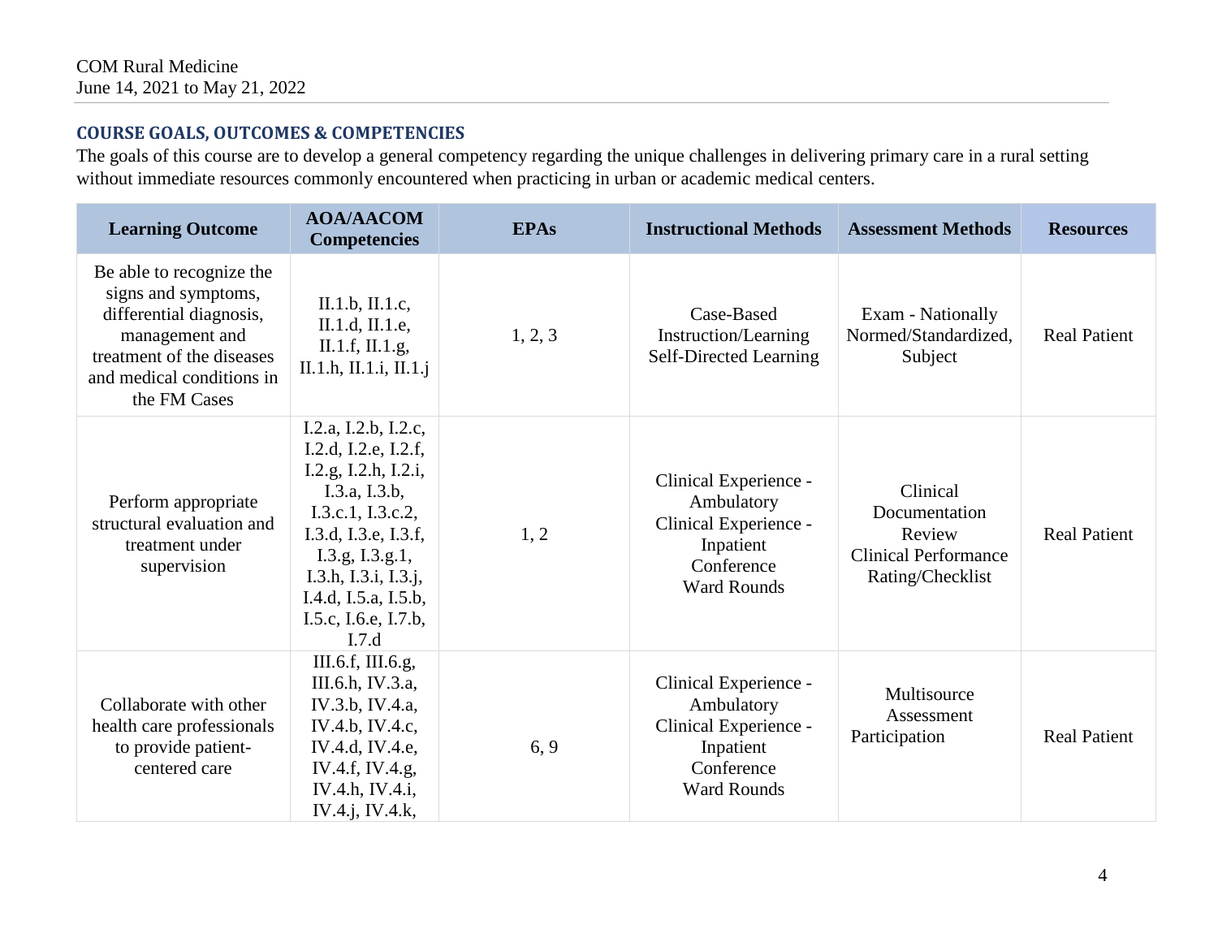## COURSE GOALS, OUTCOMES & COMPETENCIES

The goals of this course are to develop a general competency regarding the unique challenges in delivering primary care in a rural setting without immediate resources commonly encountered when practicing in urban or academic medical centers.

| Learning Outcome | AOA/AACOM Competencies | EPAs | Instructional Methods | Assessment Methods | Resources |
|---|---|---|---|---|---|
| Be able to recognize the signs and symptoms, differential diagnosis, management and treatment of the diseases and medical conditions in the FM Cases | II.1.b, II.1.c, II.1.d, II.1.e, II.1.f, II.1.g, II.1.h, II.1.i, II.1.j | 1, 2, 3 | Case-Based Instruction/Learning<br>Self-Directed Learning | Exam - Nationally Normed/Standardized, Subject | Real Patient |
| Perform appropriate structural evaluation and treatment under supervision | I.2.a, I.2.b, I.2.c, I.2.d, I.2.e, I.2.f, I.2.g, I.2.h, I.2.i, I.3.a, I.3.b, I.3.c.1, I.3.c.2, I.3.d, I.3.e, I.3.f, I.3.g, I.3.g.1, I.3.h, I.3.i, I.3.j, I.4.d, I.5.a, I.5.b, I.5.c, I.6.e, I.7.b, I.7.d | 1, 2 | Clinical Experience - Ambulatory<br>Clinical Experience - Inpatient<br>Conference<br>Ward Rounds | Clinical Documentation Review<br>Clinical Performance Rating/Checklist | Real Patient |
| Collaborate with other health care professionals to provide patient-centered care | III.6.f, III.6.g, III.6.h, IV.3.a, IV.3.b, IV.4.a, IV.4.b, IV.4.c, IV.4.d, IV.4.e, IV.4.f, IV.4.g, IV.4.h, IV.4.i, IV.4.j, IV.4.k, | 6, 9 | Clinical Experience - Ambulatory<br>Clinical Experience - Inpatient<br>Conference<br>Ward Rounds | Multisource Assessment<br>Participation | Real Patient |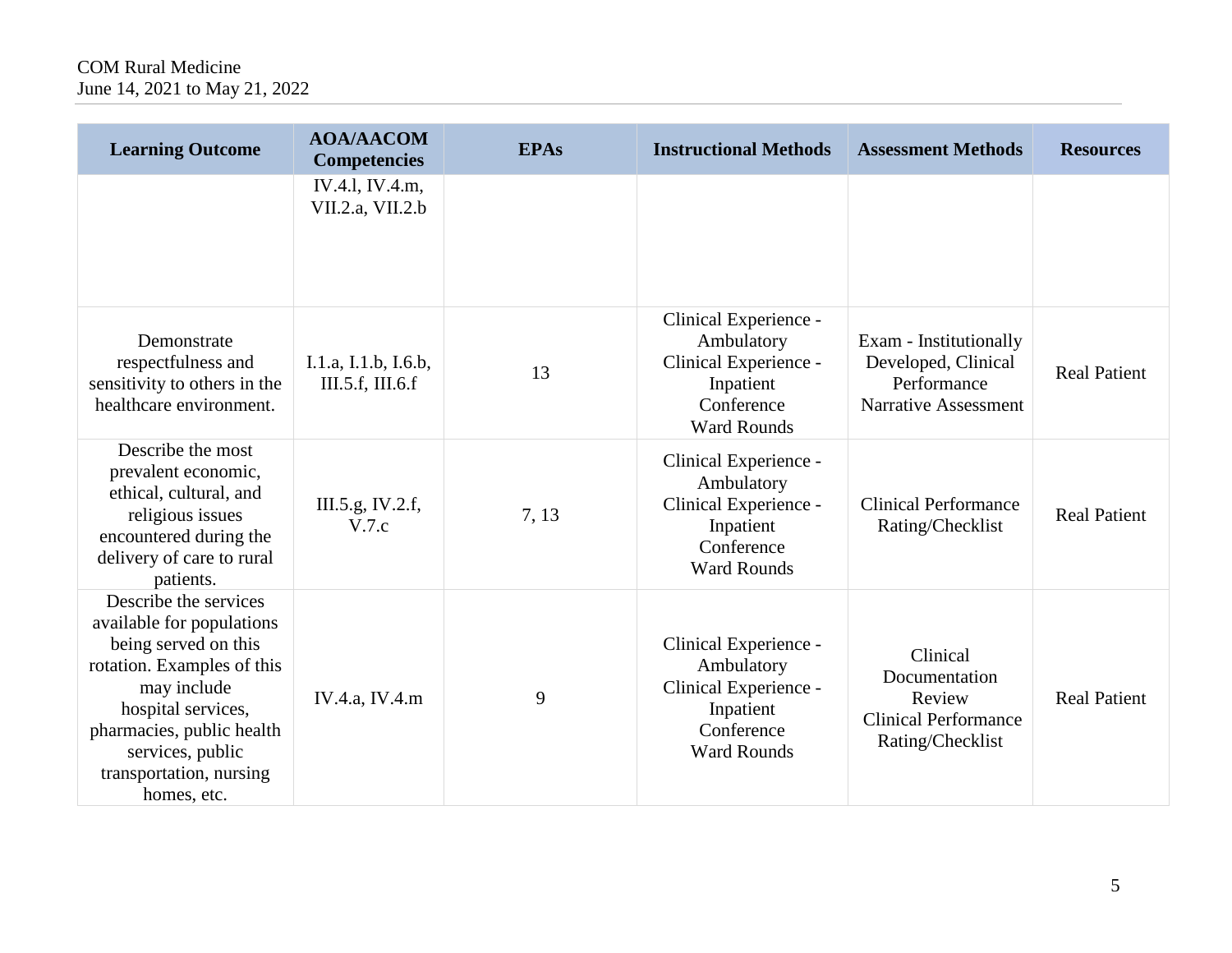| Learning Outcome | AOA/AACOM Competencies | EPAs | Instructional Methods | Assessment Methods | Resources |
|---|---|---|---|---|---|
| | IV.4.l, IV.4.m, VII.2.a, VII.2.b | | | | |
| Demonstrate respectfulness and sensitivity to others in the healthcare environment. | I.1.a, I.1.b, I.6.b, III.5.f, III.6.f | 13 | Clinical Experience - Ambulatory<br>Clinical Experience - Inpatient<br>Conference<br>Ward Rounds | Exam - Institutionally Developed, Clinical Performance<br>Narrative Assessment | Real Patient |
| Describe the most prevalent economic, ethical, cultural, and religious issues encountered during the delivery of care to rural patients. | III.5.g, IV.2.f, V.7.c | 7, 13 | Clinical Experience - Ambulatory<br>Clinical Experience - Inpatient<br>Conference<br>Ward Rounds | Clinical Performance Rating/Checklist | Real Patient |
| Describe the services available for populations being served on this rotation. Examples of this may include hospital services, pharmacies, public health services, public transportation, nursing homes, etc. | IV.4.a, IV.4.m | 9 | Clinical Experience - Ambulatory<br>Clinical Experience - Inpatient<br>Conference<br>Ward Rounds | Clinical Documentation Review<br>Clinical Performance Rating/Checklist | Real Patient |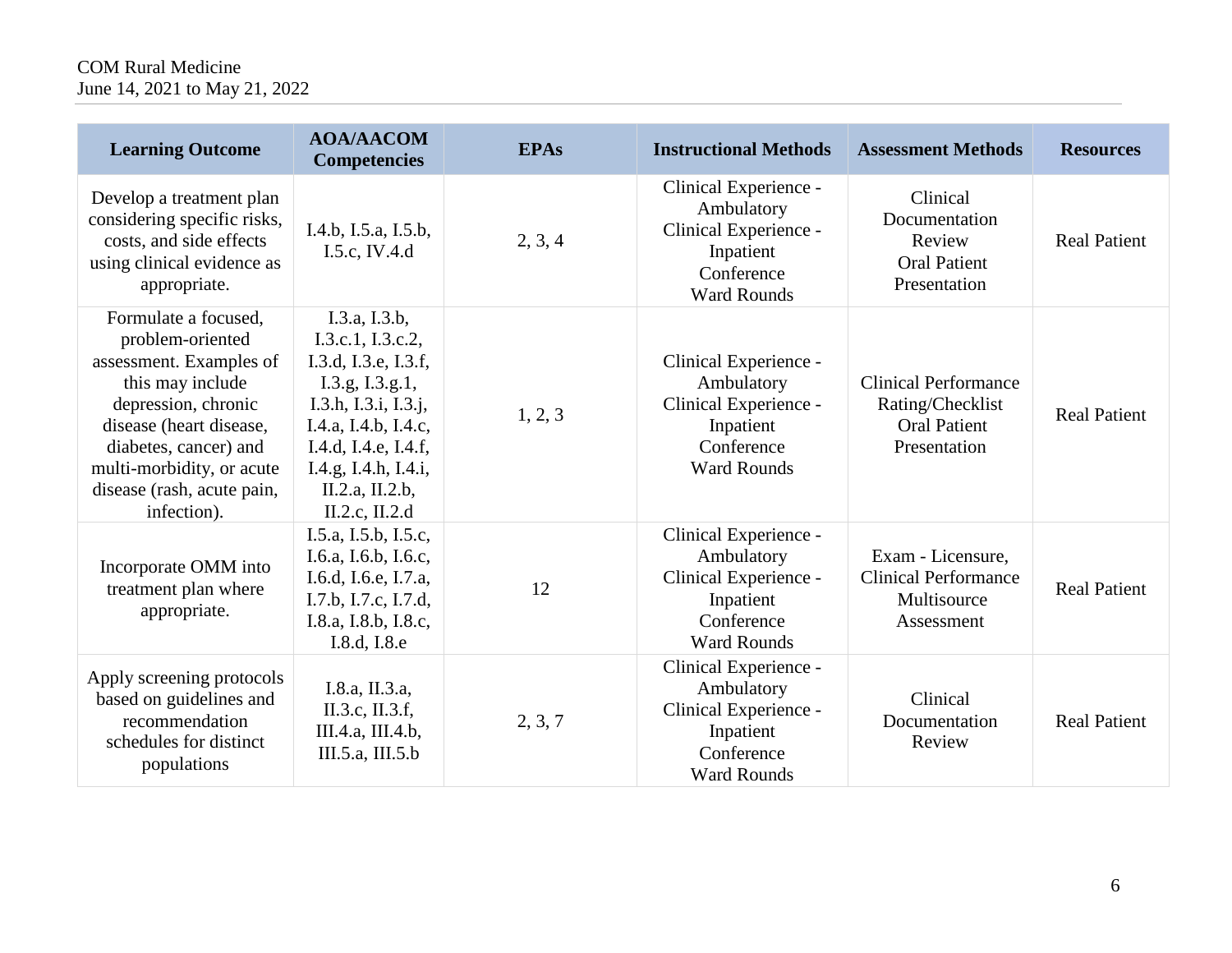| Learning Outcome | AOA/AACOM Competencies | EPAs | Instructional Methods | Assessment Methods | Resources |
|---|---|---|---|---|---|
| Develop a treatment plan considering specific risks, costs, and side effects using clinical evidence as appropriate. | I.4.b, I.5.a, I.5.b, I.5.c, IV.4.d | 2, 3, 4 | Clinical Experience - Ambulatory<br>Clinical Experience - Inpatient<br>Conference<br>Ward Rounds | Clinical Documentation Review<br>Oral Patient Presentation | Real Patient |
| Formulate a focused, problem-oriented assessment. Examples of this may include depression, chronic disease (heart disease, diabetes, cancer) and multi-morbidity, or acute disease (rash, acute pain, infection). | I.3.a, I.3.b, I.3.c.1, I.3.c.2, I.3.d, I.3.e, I.3.f, I.3.g, I.3.g.1, I.3.h, I.3.i, I.3.j, I.4.a, I.4.b, I.4.c, I.4.d, I.4.e, I.4.f, I.4.g, I.4.h, I.4.i, II.2.a, II.2.b, II.2.c, II.2.d | 1, 2, 3 | Clinical Experience - Ambulatory<br>Clinical Experience - Inpatient<br>Conference<br>Ward Rounds | Clinical Performance Rating/Checklist<br>Oral Patient Presentation | Real Patient |
| Incorporate OMM into treatment plan where appropriate. | I.5.a, I.5.b, I.5.c, I.6.a, I.6.b, I.6.c, I.6.d, I.6.e, I.7.a, I.7.b, I.7.c, I.7.d, I.8.a, I.8.b, I.8.c, I.8.d, I.8.e | 12 | Clinical Experience - Ambulatory<br>Clinical Experience - Inpatient<br>Conference<br>Ward Rounds | Exam - Licensure,<br>Clinical Performance Multisource Assessment | Real Patient |
| Apply screening protocols based on guidelines and recommendation schedules for distinct populations | I.8.a, II.3.a, II.3.c, II.3.f, III.4.a, III.4.b, III.5.a, III.5.b | 2, 3, 7 | Clinical Experience - Ambulatory<br>Clinical Experience - Inpatient<br>Conference<br>Ward Rounds | Clinical Documentation Review | Real Patient |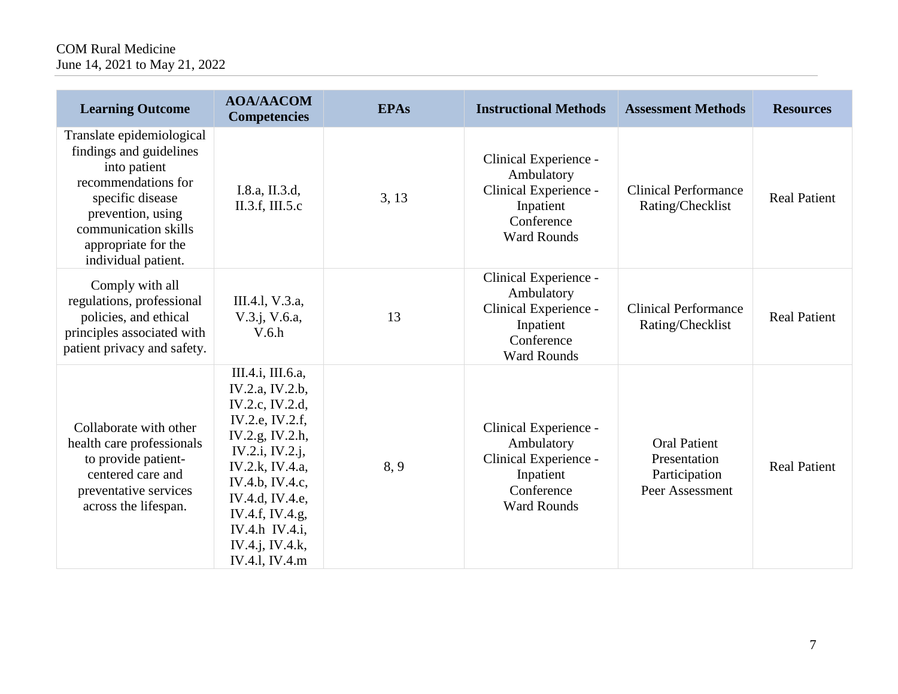| Learning Outcome | AOA/AACOM Competencies | EPAs | Instructional Methods | Assessment Methods | Resources |
|---|---|---|---|---|---|
| Translate epidemiological findings and guidelines into patient recommendations for specific disease prevention, using communication skills appropriate for the individual patient. | I.8.a, II.3.d, II.3.f, III.5.c | 3, 13 | Clinical Experience - Ambulatory<br>Clinical Experience - Inpatient<br>Conference<br>Ward Rounds | Clinical Performance Rating/Checklist | Real Patient |
| Comply with all regulations, professional policies, and ethical principles associated with patient privacy and safety. | III.4.l, V.3.a, V.3.j, V.6.a, V.6.h | 13 | Clinical Experience - Ambulatory<br>Clinical Experience - Inpatient<br>Conference<br>Ward Rounds | Clinical Performance Rating/Checklist | Real Patient |
| Collaborate with other health care professionals to provide patient-centered care and preventative services across the lifespan. | III.4.i, III.6.a, IV.2.a, IV.2.b, IV.2.c, IV.2.d, IV.2.e, IV.2.f, IV.2.g, IV.2.h, IV.2.i, IV.2.j, IV.2.k, IV.4.a, IV.4.b, IV.4.c, IV.4.d, IV.4.e, IV.4.f, IV.4.g, IV.4.h IV.4.i, IV.4.j, IV.4.k, IV.4.l, IV.4.m | 8, 9 | Clinical Experience - Ambulatory<br>Clinical Experience - Inpatient<br>Conference<br>Ward Rounds | Oral Patient Presentation<br>Participation<br>Peer Assessment | Real Patient |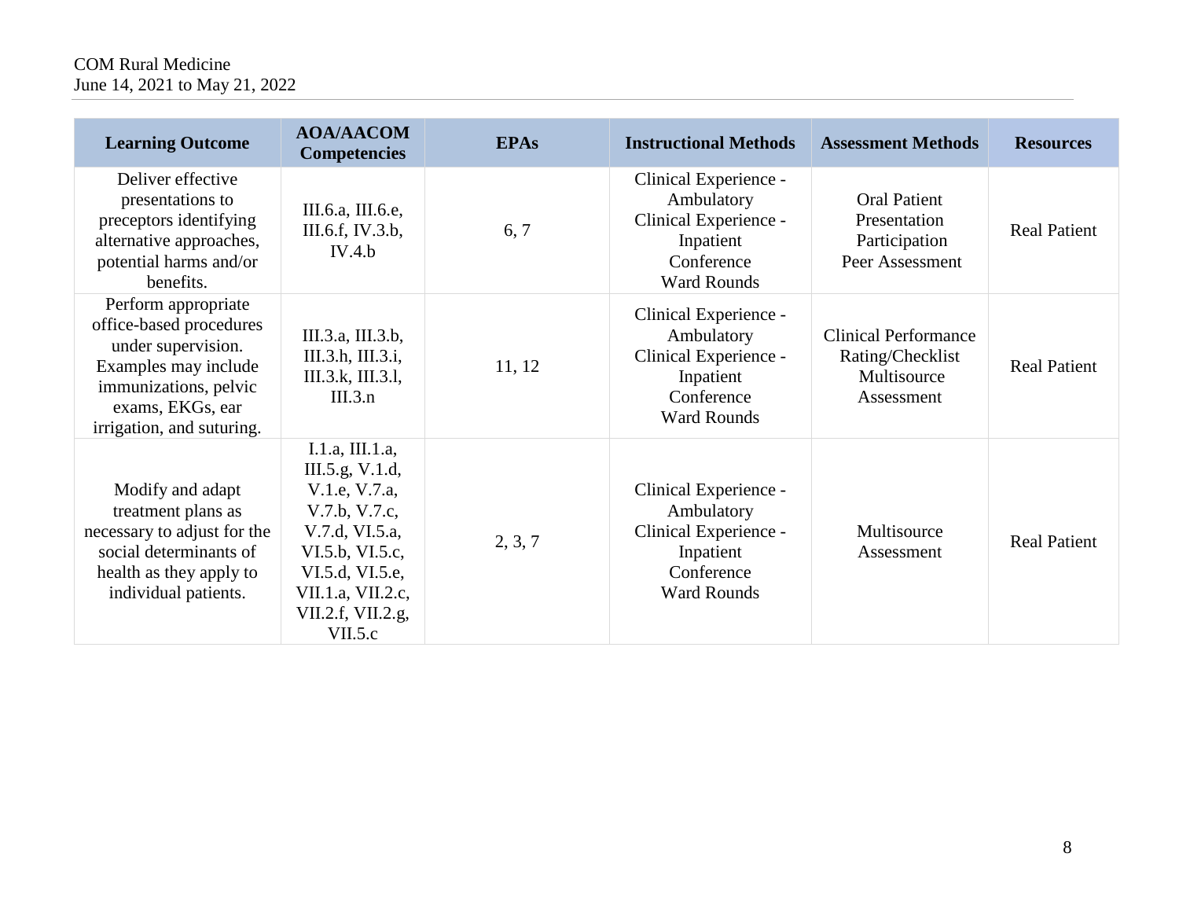| Learning Outcome | AOA/AACOM Competencies | EPAs | Instructional Methods | Assessment Methods | Resources |
|---|---|---|---|---|---|
| Deliver effective presentations to preceptors identifying alternative approaches, potential harms and/or benefits. | III.6.a, III.6.e, III.6.f, IV.3.b, IV.4.b | 6, 7 | Clinical Experience - Ambulatory<br>Clinical Experience - Inpatient<br>Conference<br>Ward Rounds | Oral Patient Presentation<br>Participation<br>Peer Assessment | Real Patient |
| Perform appropriate office-based procedures under supervision. Examples may include immunizations, pelvic exams, EKGs, ear irrigation, and suturing. | III.3.a, III.3.b, III.3.h, III.3.i, III.3.k, III.3.l, III.3.n | 11, 12 | Clinical Experience - Ambulatory<br>Clinical Experience - Inpatient<br>Conference<br>Ward Rounds | Clinical Performance Rating/Checklist<br>Multisource Assessment | Real Patient |
| Modify and adapt treatment plans as necessary to adjust for the social determinants of health as they apply to individual patients. | I.1.a, III.1.a, III.5.g, V.1.d, V.1.e, V.7.a, V.7.b, V.7.c, V.7.d, VI.5.a, VI.5.b, VI.5.c, VI.5.d, VI.5.e, VII.1.a, VII.2.c, VII.2.f, VII.2.g, VII.5.c | 2, 3, 7 | Clinical Experience - Ambulatory<br>Clinical Experience - Inpatient<br>Conference<br>Ward Rounds | Multisource Assessment | Real Patient |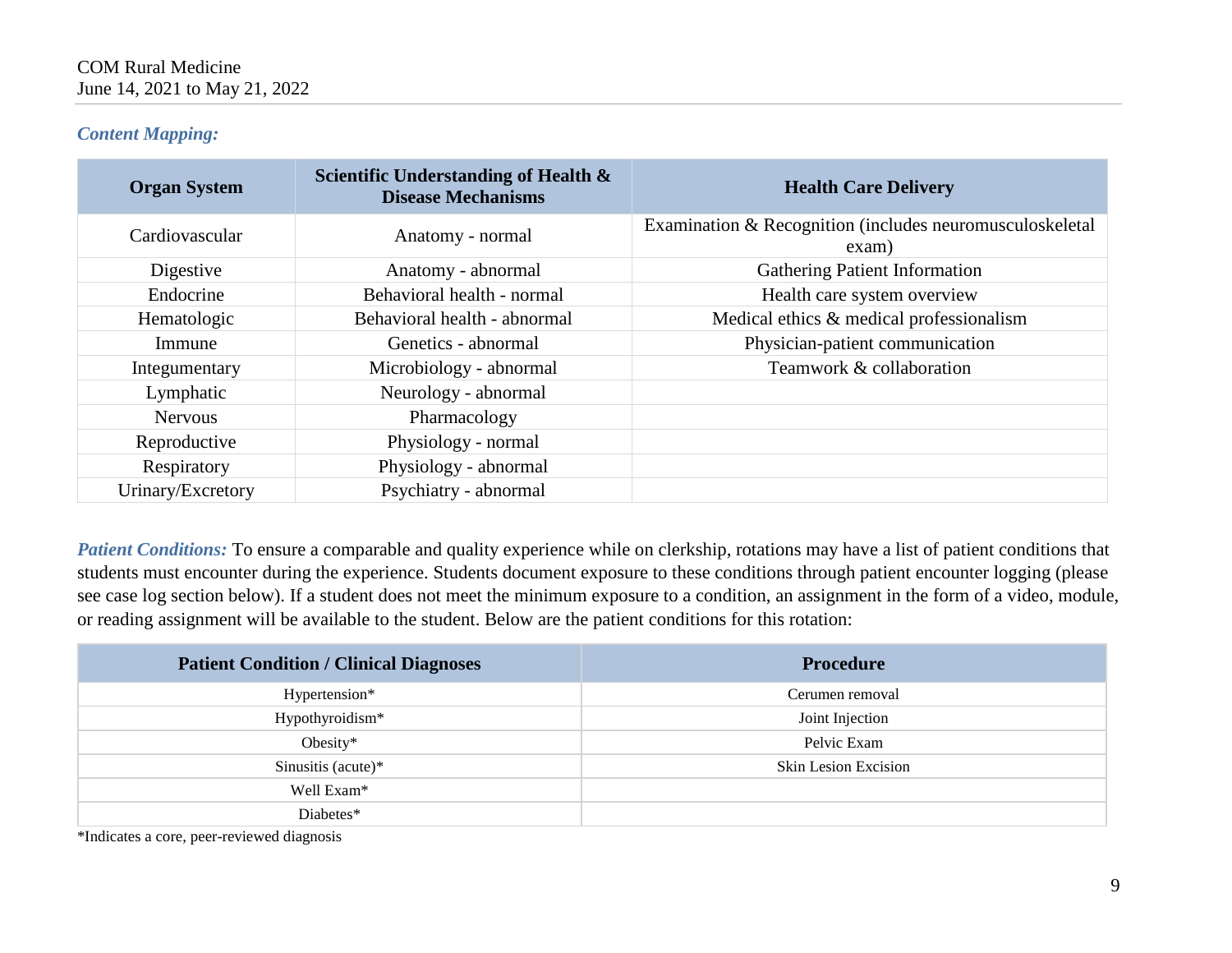### *Content Mapping:*

| Organ System | Scientific Understanding of Health & Disease Mechanisms | Health Care Delivery |
|---|---|---|
| Cardiovascular | Anatomy - normal | Examination & Recognition (includes neuromusculoskeletal exam) |
| Digestive | Anatomy - abnormal | Gathering Patient Information |
| Endocrine | Behavioral health - normal | Health care system overview |
| Hematologic | Behavioral health - abnormal | Medical ethics & medical professionalism |
| Immune | Genetics - abnormal | Physician-patient communication |
| Integumentary | Microbiology - abnormal | Teamwork & collaboration |
| Lymphatic | Neurology - abnormal | |
| Nervous | Pharmacology | |
| Reproductive | Physiology - normal | |
| Respiratory | Physiology - abnormal | |
| Urinary/Excretory | Psychiatry - abnormal | |

***Patient Conditions:*** To ensure a comparable and quality experience while on clerkship, rotations may have a list of patient conditions that students must encounter during the experience. Students document exposure to these conditions through patient encounter logging (please see case log section below). If a student does not meet the minimum exposure to a condition, an assignment in the form of a video, module, or reading assignment will be available to the student. Below are the patient conditions for this rotation:

| Patient Condition / Clinical Diagnoses | Procedure |
|---|---|
| Hypertension* | Cerumen removal |
| Hypothyroidism* | Joint Injection |
| Obesity* | Pelvic Exam |
| Sinusitis (acute)* | Skin Lesion Excision |
| Well Exam* | |
| Diabetes* | |

*Indicates a core, peer-reviewed diagnosis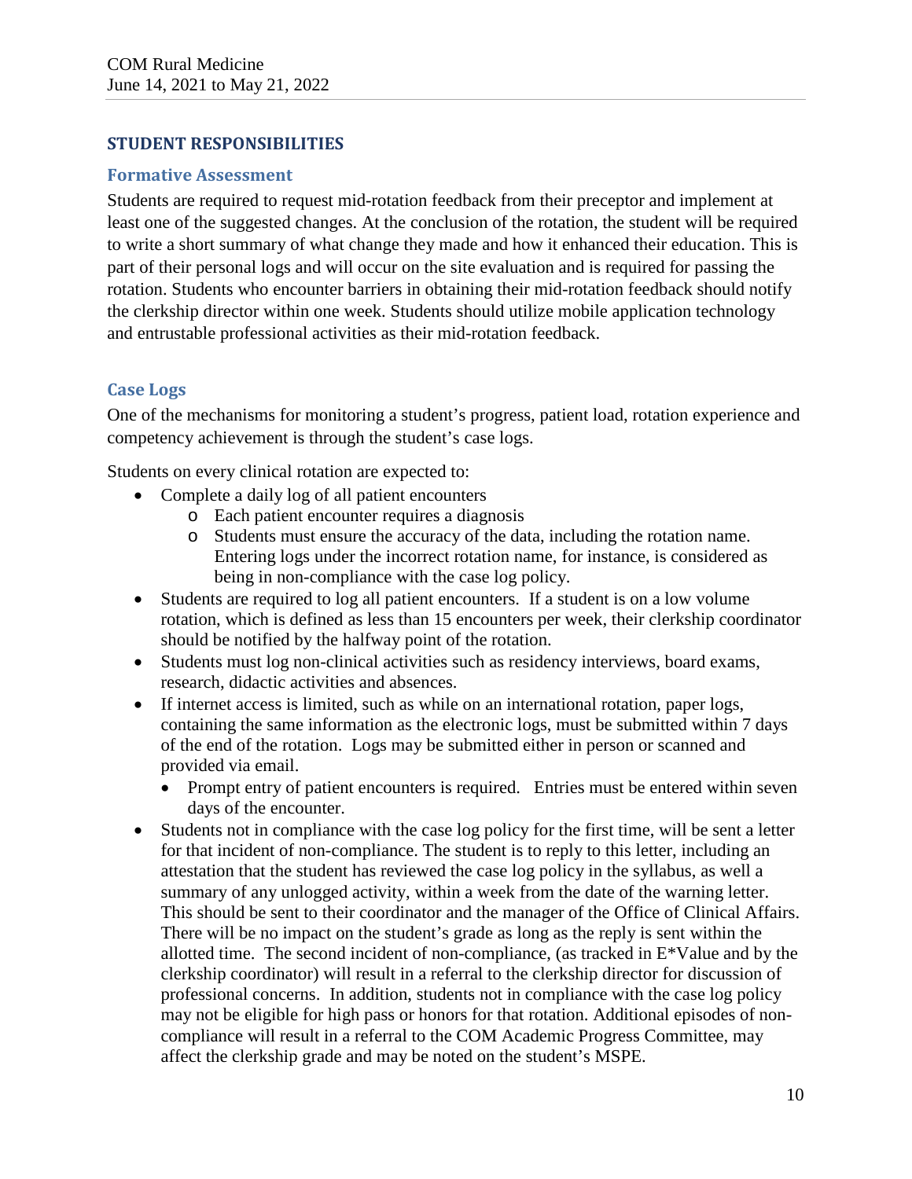## STUDENT RESPONSIBILITIES

### Formative Assessment

Students are required to request mid-rotation feedback from their preceptor and implement at least one of the suggested changes. At the conclusion of the rotation, the student will be required to write a short summary of what change they made and how it enhanced their education. This is part of their personal logs and will occur on the site evaluation and is required for passing the rotation. Students who encounter barriers in obtaining their mid-rotation feedback should notify the clerkship director within one week. Students should utilize mobile application technology and entrustable professional activities as their mid-rotation feedback.

### Case Logs

One of the mechanisms for monitoring a student's progress, patient load, rotation experience and competency achievement is through the student's case logs.

Students on every clinical rotation are expected to:

- Complete a daily log of all patient encounters
  - Each patient encounter requires a diagnosis
  - Students must ensure the accuracy of the data, including the rotation name. Entering logs under the incorrect rotation name, for instance, is considered as being in non-compliance with the case log policy.
- Students are required to log all patient encounters. If a student is on a low volume rotation, which is defined as less than 15 encounters per week, their clerkship coordinator should be notified by the halfway point of the rotation.
- Students must log non-clinical activities such as residency interviews, board exams, research, didactic activities and absences.
- If internet access is limited, such as while on an international rotation, paper logs, containing the same information as the electronic logs, must be submitted within 7 days of the end of the rotation. Logs may be submitted either in person or scanned and provided via email.
  - Prompt entry of patient encounters is required. Entries must be entered within seven days of the encounter.
- Students not in compliance with the case log policy for the first time, will be sent a letter for that incident of non-compliance. The student is to reply to this letter, including an attestation that the student has reviewed the case log policy in the syllabus, as well a summary of any unlogged activity, within a week from the date of the warning letter. This should be sent to their coordinator and the manager of the Office of Clinical Affairs. There will be no impact on the student's grade as long as the reply is sent within the allotted time. The second incident of non-compliance, (as tracked in E*Value and by the clerkship coordinator) will result in a referral to the clerkship director for discussion of professional concerns. In addition, students not in compliance with the case log policy may not be eligible for high pass or honors for that rotation. Additional episodes of non-compliance will result in a referral to the COM Academic Progress Committee, may affect the clerkship grade and may be noted on the student's MSPE.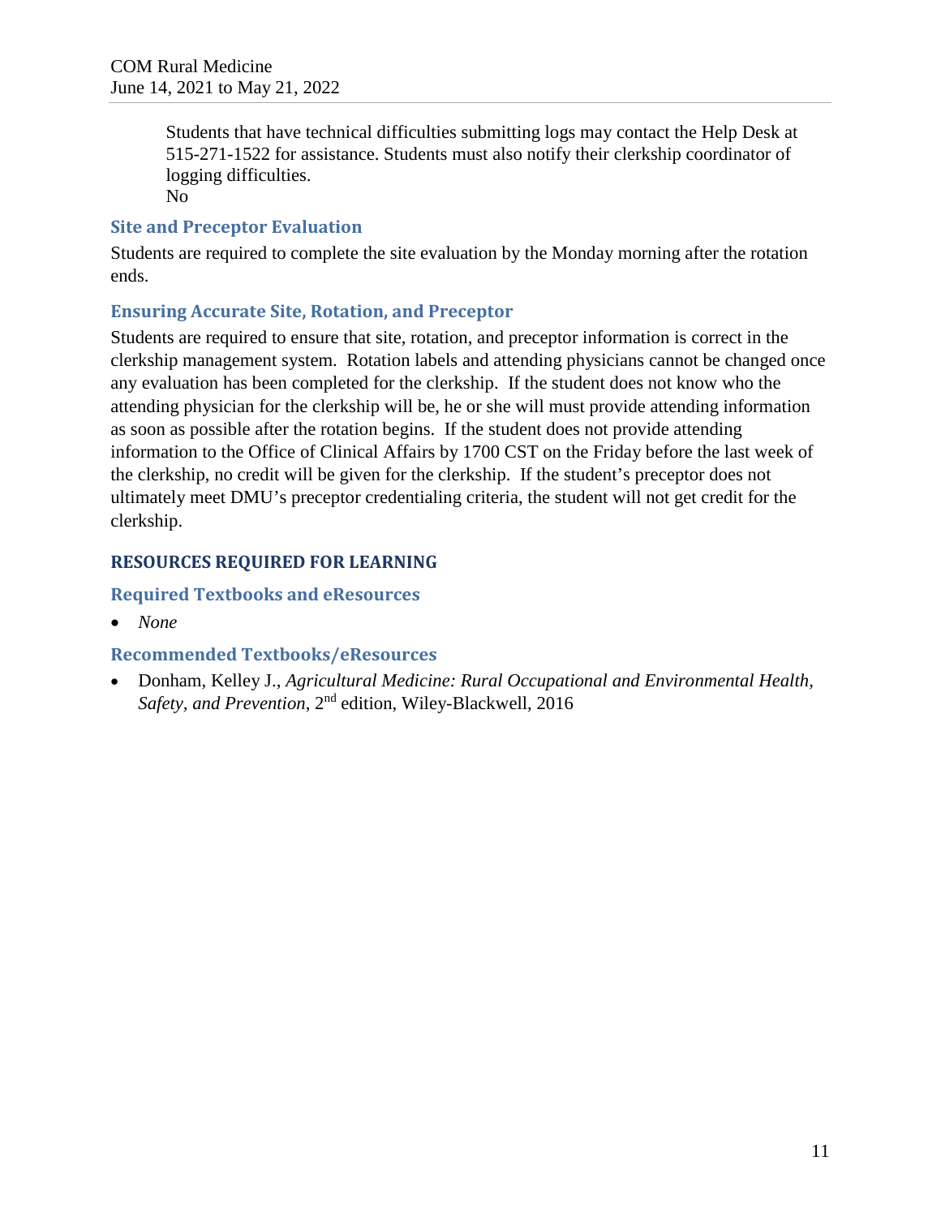Students that have technical difficulties submitting logs may contact the Help Desk at 515-271-1522 for assistance. Students must also notify their clerkship coordinator of logging difficulties.
No

### Site and Preceptor Evaluation

Students are required to complete the site evaluation by the Monday morning after the rotation ends.

### Ensuring Accurate Site, Rotation, and Preceptor

Students are required to ensure that site, rotation, and preceptor information is correct in the clerkship management system. Rotation labels and attending physicians cannot be changed once any evaluation has been completed for the clerkship. If the student does not know who the attending physician for the clerkship will be, he or she will must provide attending information as soon as possible after the rotation begins. If the student does not provide attending information to the Office of Clinical Affairs by 1700 CST on the Friday before the last week of the clerkship, no credit will be given for the clerkship. If the student's preceptor does not ultimately meet DMU's preceptor credentialing criteria, the student will not get credit for the clerkship.

## RESOURCES REQUIRED FOR LEARNING

### Required Textbooks and eResources

- *None*

### Recommended Textbooks/eResources

- Donham, Kelley J., *Agricultural Medicine: Rural Occupational and Environmental Health, Safety, and Prevention*, 2nd edition, Wiley-Blackwell, 2016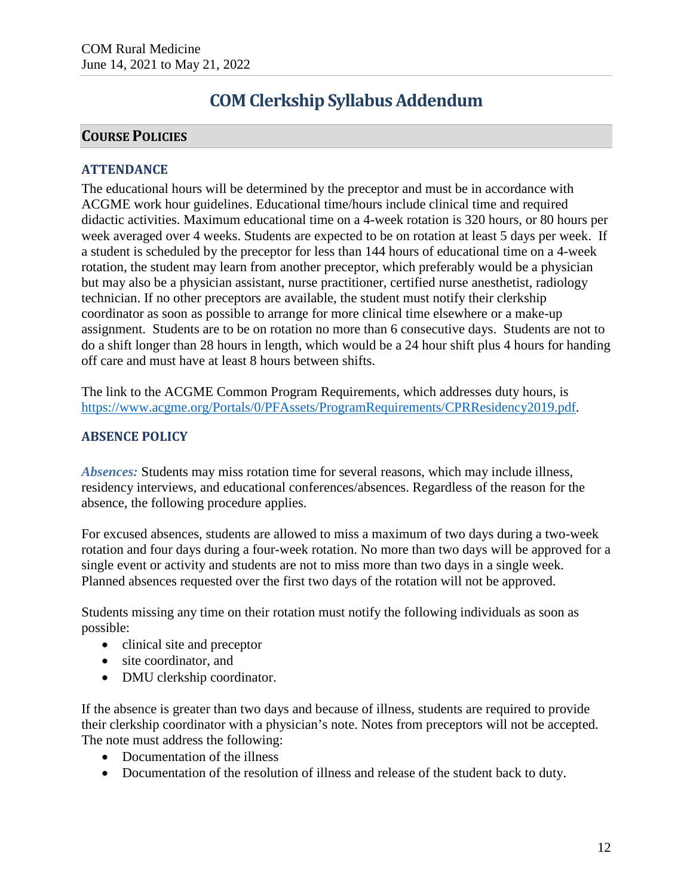COM Rural Medicine
June 14, 2021 to May 21, 2022

# COM Clerkship Syllabus Addendum

## Course Policies

### ATTENDANCE

The educational hours will be determined by the preceptor and must be in accordance with ACGME work hour guidelines. Educational time/hours include clinical time and required didactic activities. Maximum educational time on a 4-week rotation is 320 hours, or 80 hours per week averaged over 4 weeks. Students are expected to be on rotation at least 5 days per week. If a student is scheduled by the preceptor for less than 144 hours of educational time on a 4-week rotation, the student may learn from another preceptor, which preferably would be a physician but may also be a physician assistant, nurse practitioner, certified nurse anesthetist, radiology technician. If no other preceptors are available, the student must notify their clerkship coordinator as soon as possible to arrange for more clinical time elsewhere or a make-up assignment. Students are to be on rotation no more than 6 consecutive days. Students are not to do a shift longer than 28 hours in length, which would be a 24 hour shift plus 4 hours for handing off care and must have at least 8 hours between shifts.

The link to the ACGME Common Program Requirements, which addresses duty hours, is https://www.acgme.org/Portals/0/PFAssets/ProgramRequirements/CPRResidency2019.pdf.

### ABSENCE POLICY

***Absences:*** Students may miss rotation time for several reasons, which may include illness, residency interviews, and educational conferences/absences. Regardless of the reason for the absence, the following procedure applies.

For excused absences, students are allowed to miss a maximum of two days during a two-week rotation and four days during a four-week rotation. No more than two days will be approved for a single event or activity and students are not to miss more than two days in a single week. Planned absences requested over the first two days of the rotation will not be approved.

Students missing any time on their rotation must notify the following individuals as soon as possible:

- clinical site and preceptor
- site coordinator, and
- DMU clerkship coordinator.

If the absence is greater than two days and because of illness, students are required to provide their clerkship coordinator with a physician's note. Notes from preceptors will not be accepted. The note must address the following:

- Documentation of the illness
- Documentation of the resolution of illness and release of the student back to duty.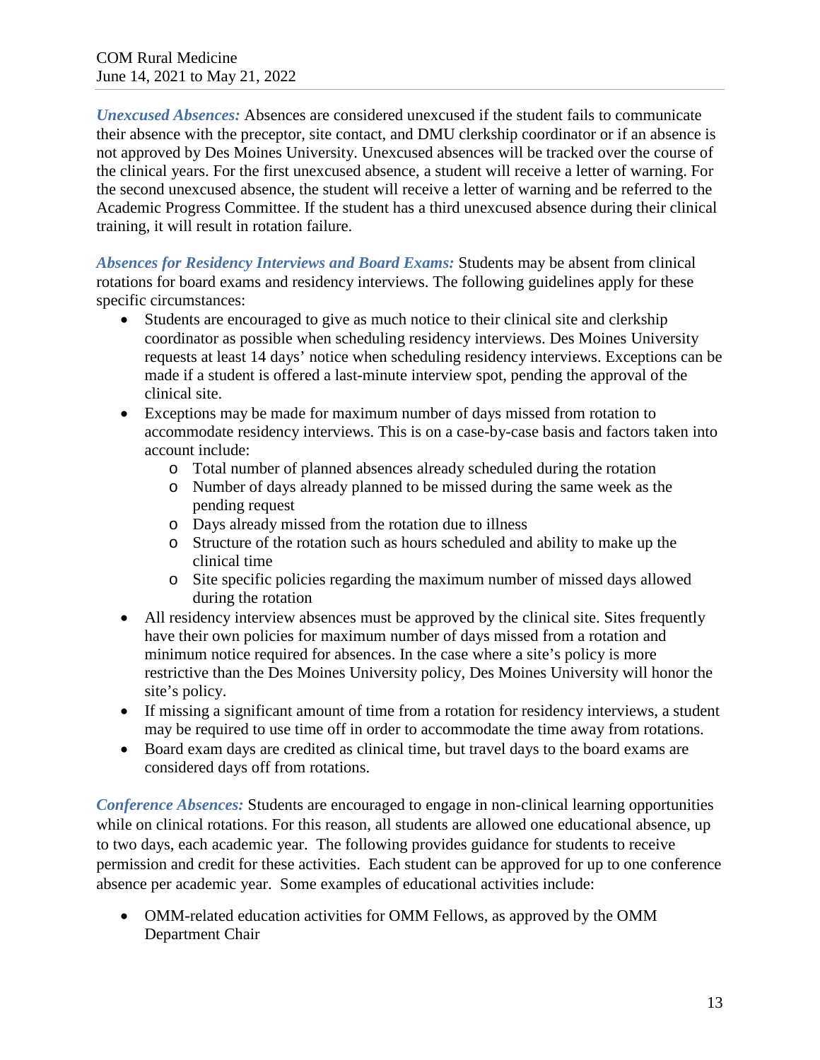***Unexcused Absences:*** Absences are considered unexcused if the student fails to communicate their absence with the preceptor, site contact, and DMU clerkship coordinator or if an absence is not approved by Des Moines University. Unexcused absences will be tracked over the course of the clinical years. For the first unexcused absence, a student will receive a letter of warning. For the second unexcused absence, the student will receive a letter of warning and be referred to the Academic Progress Committee. If the student has a third unexcused absence during their clinical training, it will result in rotation failure.

***Absences for Residency Interviews and Board Exams:*** Students may be absent from clinical rotations for board exams and residency interviews. The following guidelines apply for these specific circumstances:

- Students are encouraged to give as much notice to their clinical site and clerkship coordinator as possible when scheduling residency interviews. Des Moines University requests at least 14 days' notice when scheduling residency interviews. Exceptions can be made if a student is offered a last-minute interview spot, pending the approval of the clinical site.
- Exceptions may be made for maximum number of days missed from rotation to accommodate residency interviews. This is on a case-by-case basis and factors taken into account include:
  - Total number of planned absences already scheduled during the rotation
  - Number of days already planned to be missed during the same week as the pending request
  - Days already missed from the rotation due to illness
  - Structure of the rotation such as hours scheduled and ability to make up the clinical time
  - Site specific policies regarding the maximum number of missed days allowed during the rotation
- All residency interview absences must be approved by the clinical site. Sites frequently have their own policies for maximum number of days missed from a rotation and minimum notice required for absences. In the case where a site's policy is more restrictive than the Des Moines University policy, Des Moines University will honor the site's policy.
- If missing a significant amount of time from a rotation for residency interviews, a student may be required to use time off in order to accommodate the time away from rotations.
- Board exam days are credited as clinical time, but travel days to the board exams are considered days off from rotations.

***Conference Absences:*** Students are encouraged to engage in non-clinical learning opportunities while on clinical rotations. For this reason, all students are allowed one educational absence, up to two days, each academic year. The following provides guidance for students to receive permission and credit for these activities. Each student can be approved for up to one conference absence per academic year. Some examples of educational activities include:

- OMM-related education activities for OMM Fellows, as approved by the OMM Department Chair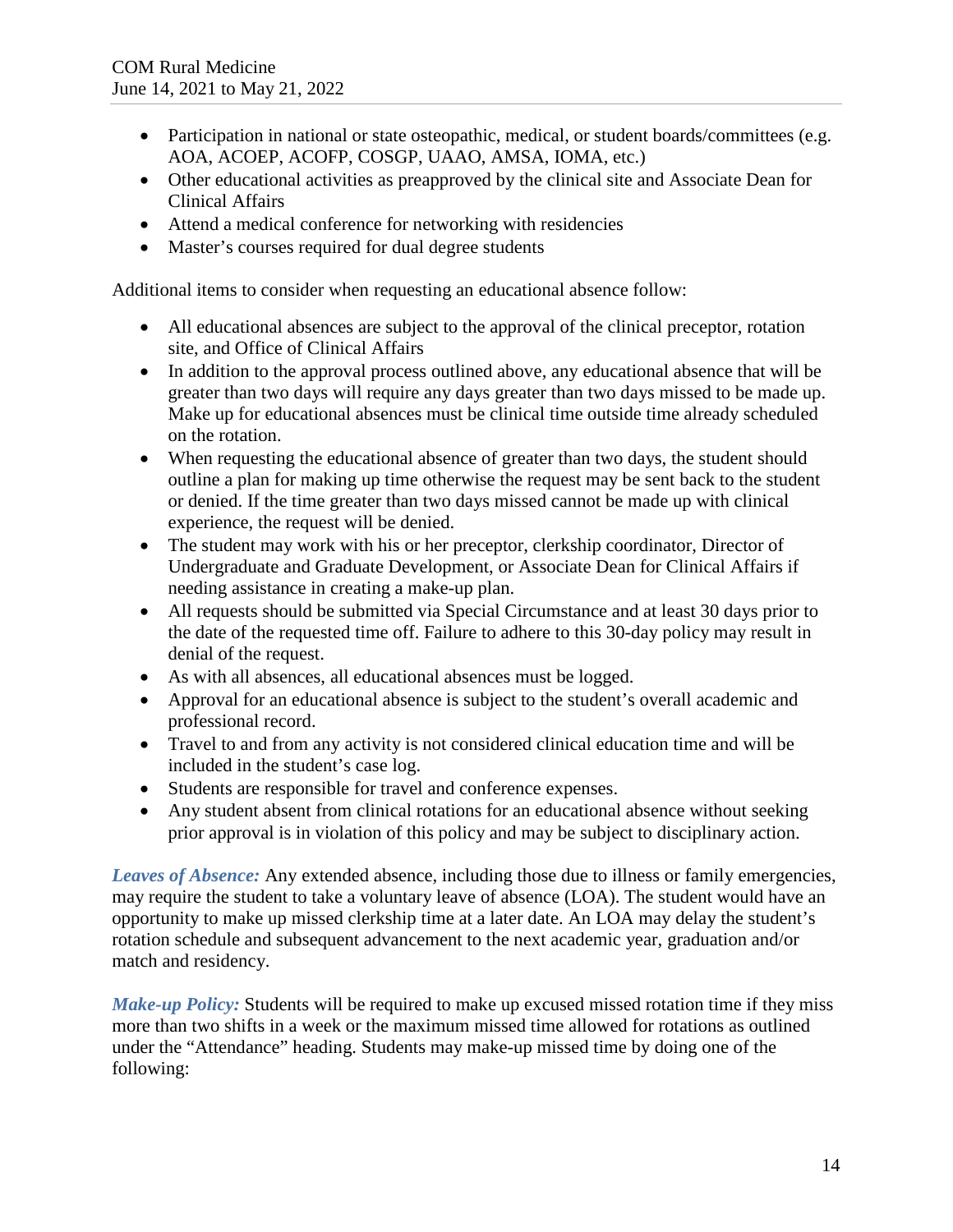- Participation in national or state osteopathic, medical, or student boards/committees (e.g. AOA, ACOEP, ACOFP, COSGP, UAAO, AMSA, IOMA, etc.)
- Other educational activities as preapproved by the clinical site and Associate Dean for Clinical Affairs
- Attend a medical conference for networking with residencies
- Master's courses required for dual degree students

Additional items to consider when requesting an educational absence follow:

- All educational absences are subject to the approval of the clinical preceptor, rotation site, and Office of Clinical Affairs
- In addition to the approval process outlined above, any educational absence that will be greater than two days will require any days greater than two days missed to be made up. Make up for educational absences must be clinical time outside time already scheduled on the rotation.
- When requesting the educational absence of greater than two days, the student should outline a plan for making up time otherwise the request may be sent back to the student or denied. If the time greater than two days missed cannot be made up with clinical experience, the request will be denied.
- The student may work with his or her preceptor, clerkship coordinator, Director of Undergraduate and Graduate Development, or Associate Dean for Clinical Affairs if needing assistance in creating a make-up plan.
- All requests should be submitted via Special Circumstance and at least 30 days prior to the date of the requested time off. Failure to adhere to this 30-day policy may result in denial of the request.
- As with all absences, all educational absences must be logged.
- Approval for an educational absence is subject to the student's overall academic and professional record.
- Travel to and from any activity is not considered clinical education time and will be included in the student's case log.
- Students are responsible for travel and conference expenses.
- Any student absent from clinical rotations for an educational absence without seeking prior approval is in violation of this policy and may be subject to disciplinary action.

***Leaves of Absence:*** Any extended absence, including those due to illness or family emergencies, may require the student to take a voluntary leave of absence (LOA). The student would have an opportunity to make up missed clerkship time at a later date. An LOA may delay the student's rotation schedule and subsequent advancement to the next academic year, graduation and/or match and residency.

***Make-up Policy:*** Students will be required to make up excused missed rotation time if they miss more than two shifts in a week or the maximum missed time allowed for rotations as outlined under the "Attendance" heading. Students may make-up missed time by doing one of the following: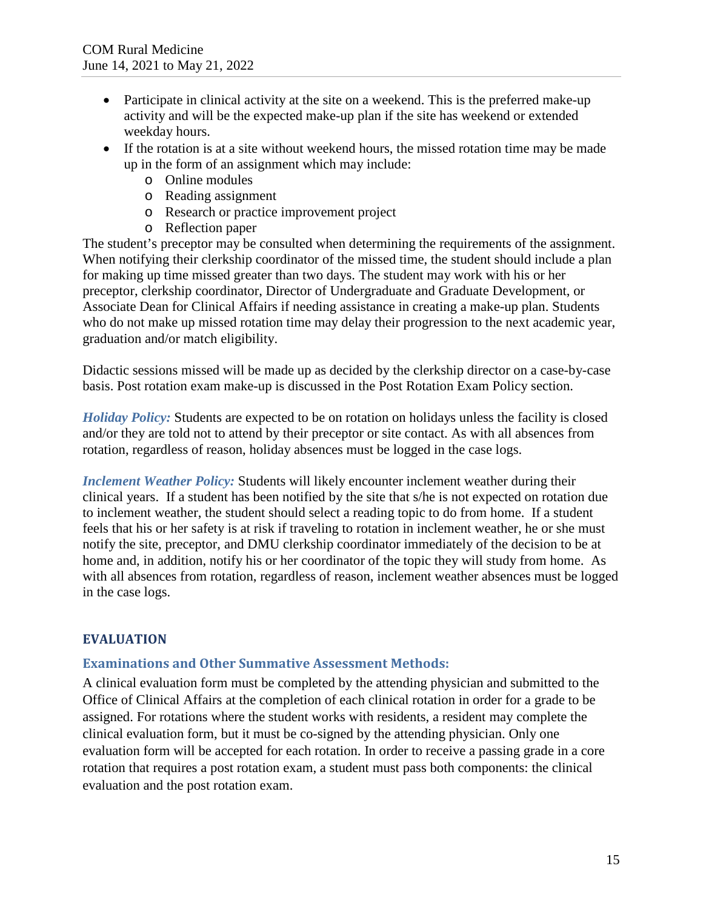- Participate in clinical activity at the site on a weekend. This is the preferred make-up activity and will be the expected make-up plan if the site has weekend or extended weekday hours.
- If the rotation is at a site without weekend hours, the missed rotation time may be made up in the form of an assignment which may include:
  - Online modules
  - Reading assignment
  - Research or practice improvement project
  - Reflection paper

The student's preceptor may be consulted when determining the requirements of the assignment. When notifying their clerkship coordinator of the missed time, the student should include a plan for making up time missed greater than two days. The student may work with his or her preceptor, clerkship coordinator, Director of Undergraduate and Graduate Development, or Associate Dean for Clinical Affairs if needing assistance in creating a make-up plan. Students who do not make up missed rotation time may delay their progression to the next academic year, graduation and/or match eligibility.

Didactic sessions missed will be made up as decided by the clerkship director on a case-by-case basis. Post rotation exam make-up is discussed in the Post Rotation Exam Policy section.

***Holiday Policy:*** Students are expected to be on rotation on holidays unless the facility is closed and/or they are told not to attend by their preceptor or site contact. As with all absences from rotation, regardless of reason, holiday absences must be logged in the case logs.

***Inclement Weather Policy:*** Students will likely encounter inclement weather during their clinical years. If a student has been notified by the site that s/he is not expected on rotation due to inclement weather, the student should select a reading topic to do from home. If a student feels that his or her safety is at risk if traveling to rotation in inclement weather, he or she must notify the site, preceptor, and DMU clerkship coordinator immediately of the decision to be at home and, in addition, notify his or her coordinator of the topic they will study from home. As with all absences from rotation, regardless of reason, inclement weather absences must be logged in the case logs.

## EVALUATION

### Examinations and Other Summative Assessment Methods:

A clinical evaluation form must be completed by the attending physician and submitted to the Office of Clinical Affairs at the completion of each clinical rotation in order for a grade to be assigned. For rotations where the student works with residents, a resident may complete the clinical evaluation form, but it must be co-signed by the attending physician. Only one evaluation form will be accepted for each rotation. In order to receive a passing grade in a core rotation that requires a post rotation exam, a student must pass both components: the clinical evaluation and the post rotation exam.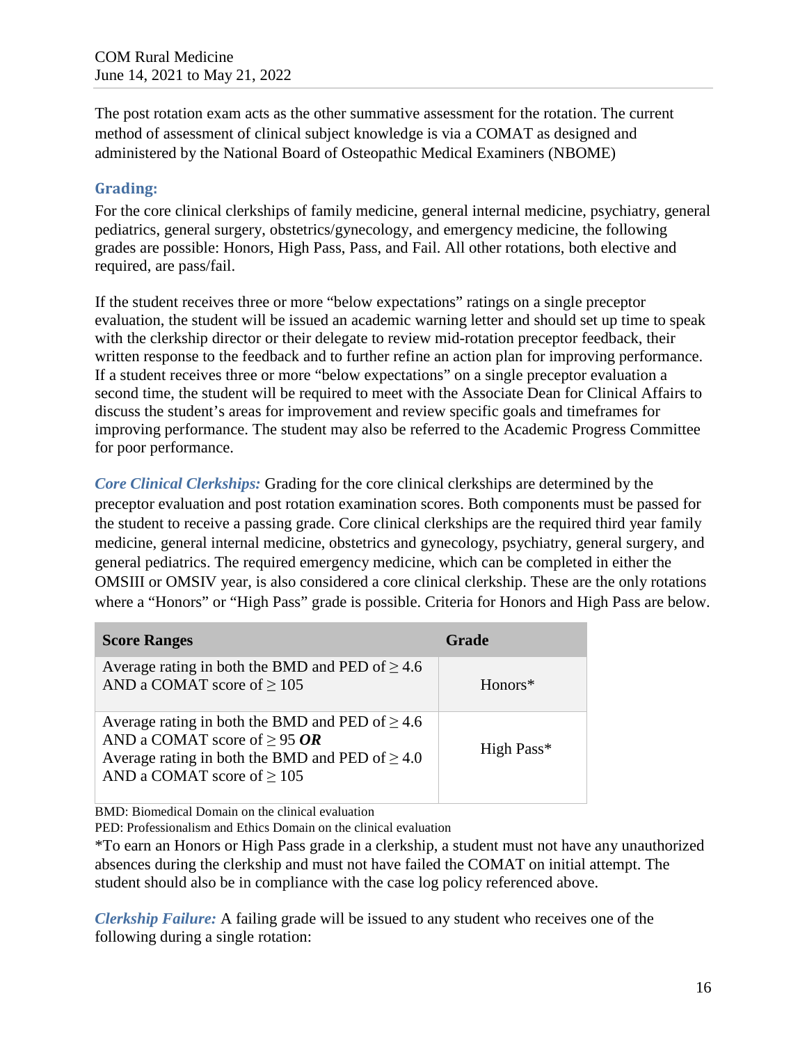The post rotation exam acts as the other summative assessment for the rotation. The current method of assessment of clinical subject knowledge is via a COMAT as designed and administered by the National Board of Osteopathic Medical Examiners (NBOME)

## Grading:

For the core clinical clerkships of family medicine, general internal medicine, psychiatry, general pediatrics, general surgery, obstetrics/gynecology, and emergency medicine, the following grades are possible: Honors, High Pass, Pass, and Fail. All other rotations, both elective and required, are pass/fail.

If the student receives three or more "below expectations" ratings on a single preceptor evaluation, the student will be issued an academic warning letter and should set up time to speak with the clerkship director or their delegate to review mid-rotation preceptor feedback, their written response to the feedback and to further refine an action plan for improving performance. If a student receives three or more "below expectations" on a single preceptor evaluation a second time, the student will be required to meet with the Associate Dean for Clinical Affairs to discuss the student's areas for improvement and review specific goals and timeframes for improving performance. The student may also be referred to the Academic Progress Committee for poor performance.

***Core Clinical Clerkships:*** Grading for the core clinical clerkships are determined by the preceptor evaluation and post rotation examination scores. Both components must be passed for the student to receive a passing grade. Core clinical clerkships are the required third year family medicine, general internal medicine, obstetrics and gynecology, psychiatry, general surgery, and general pediatrics. The required emergency medicine, which can be completed in either the OMSIII or OMSIV year, is also considered a core clinical clerkship. These are the only rotations where a "Honors" or "High Pass" grade is possible. Criteria for Honors and High Pass are below.

| Score Ranges | Grade |
|---|---|
| Average rating in both the BMD and PED of ≥ 4.6 AND a COMAT score of ≥ 105 | Honors* |
| Average rating in both the BMD and PED of ≥ 4.6 AND a COMAT score of ≥ 95 ***OR*** Average rating in both the BMD and PED of ≥ 4.0 AND a COMAT score of ≥ 105 | High Pass* |

BMD: Biomedical Domain on the clinical evaluation
PED: Professionalism and Ethics Domain on the clinical evaluation

*To earn an Honors or High Pass grade in a clerkship, a student must not have any unauthorized absences during the clerkship and must not have failed the COMAT on initial attempt. The student should also be in compliance with the case log policy referenced above.

***Clerkship Failure:*** A failing grade will be issued to any student who receives one of the following during a single rotation: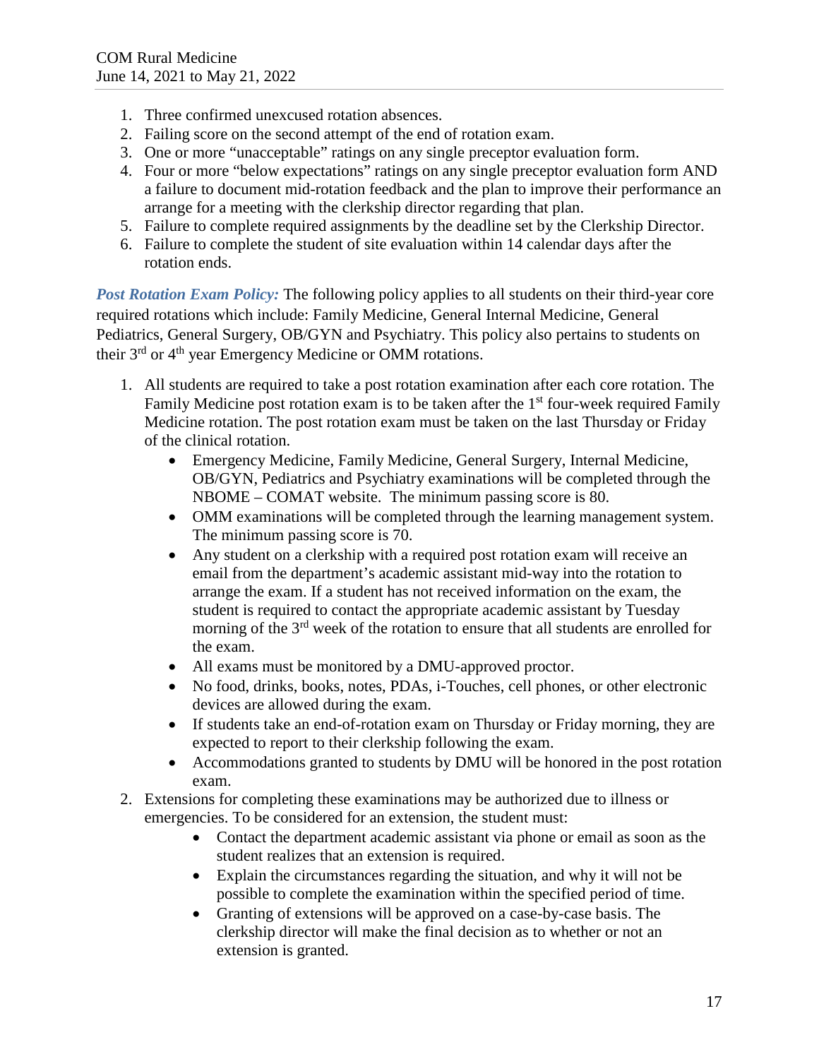1. Three confirmed unexcused rotation absences.
2. Failing score on the second attempt of the end of rotation exam.
3. One or more "unacceptable" ratings on any single preceptor evaluation form.
4. Four or more "below expectations" ratings on any single preceptor evaluation form AND a failure to document mid-rotation feedback and the plan to improve their performance an arrange for a meeting with the clerkship director regarding that plan.
5. Failure to complete required assignments by the deadline set by the Clerkship Director.
6. Failure to complete the student of site evaluation within 14 calendar days after the rotation ends.

***Post Rotation Exam Policy:*** The following policy applies to all students on their third-year core required rotations which include: Family Medicine, General Internal Medicine, General Pediatrics, General Surgery, OB/GYN and Psychiatry. This policy also pertains to students on their 3rd or 4th year Emergency Medicine or OMM rotations.

1. All students are required to take a post rotation examination after each core rotation. The Family Medicine post rotation exam is to be taken after the 1st four-week required Family Medicine rotation. The post rotation exam must be taken on the last Thursday or Friday of the clinical rotation.
    - Emergency Medicine, Family Medicine, General Surgery, Internal Medicine, OB/GYN, Pediatrics and Psychiatry examinations will be completed through the NBOME – COMAT website. The minimum passing score is 80.
    - OMM examinations will be completed through the learning management system. The minimum passing score is 70.
    - Any student on a clerkship with a required post rotation exam will receive an email from the department's academic assistant mid-way into the rotation to arrange the exam. If a student has not received information on the exam, the student is required to contact the appropriate academic assistant by Tuesday morning of the 3rd week of the rotation to ensure that all students are enrolled for the exam.
    - All exams must be monitored by a DMU-approved proctor.
    - No food, drinks, books, notes, PDAs, i-Touches, cell phones, or other electronic devices are allowed during the exam.
    - If students take an end-of-rotation exam on Thursday or Friday morning, they are expected to report to their clerkship following the exam.
    - Accommodations granted to students by DMU will be honored in the post rotation exam.
2. Extensions for completing these examinations may be authorized due to illness or emergencies. To be considered for an extension, the student must:
    - Contact the department academic assistant via phone or email as soon as the student realizes that an extension is required.
    - Explain the circumstances regarding the situation, and why it will not be possible to complete the examination within the specified period of time.
    - Granting of extensions will be approved on a case-by-case basis. The clerkship director will make the final decision as to whether or not an extension is granted.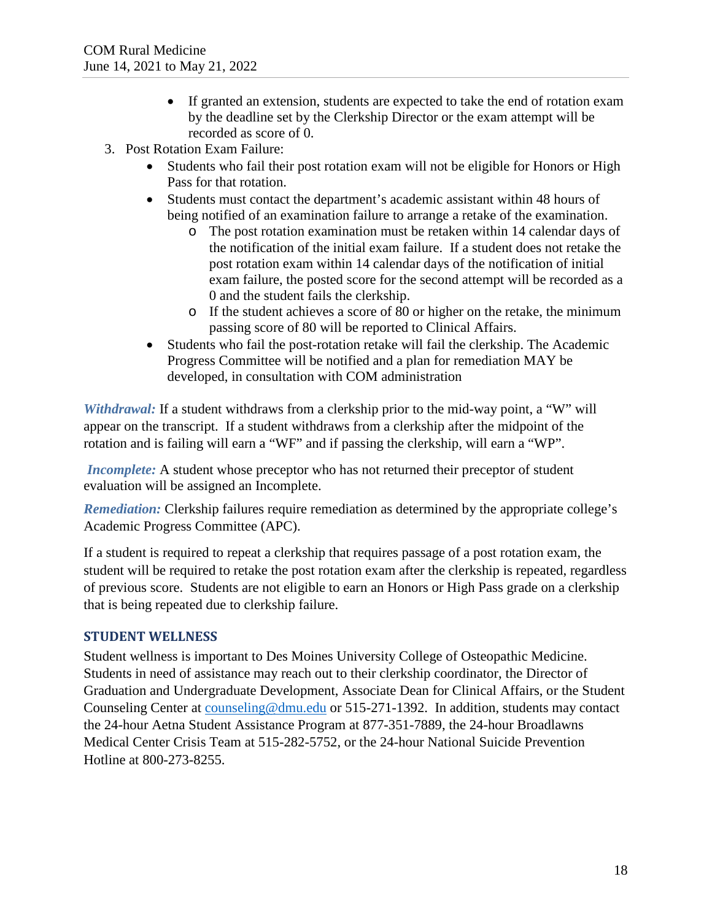- If granted an extension, students are expected to take the end of rotation exam by the deadline set by the Clerkship Director or the exam attempt will be recorded as score of 0.

3. Post Rotation Exam Failure:
   - Students who fail their post rotation exam will not be eligible for Honors or High Pass for that rotation.
   - Students must contact the department's academic assistant within 48 hours of being notified of an examination failure to arrange a retake of the examination.
     - The post rotation examination must be retaken within 14 calendar days of the notification of the initial exam failure. If a student does not retake the post rotation exam within 14 calendar days of the notification of initial exam failure, the posted score for the second attempt will be recorded as a 0 and the student fails the clerkship.
     - If the student achieves a score of 80 or higher on the retake, the minimum passing score of 80 will be reported to Clinical Affairs.
   - Students who fail the post-rotation retake will fail the clerkship. The Academic Progress Committee will be notified and a plan for remediation MAY be developed, in consultation with COM administration

***Withdrawal:*** If a student withdraws from a clerkship prior to the mid-way point, a "W" will appear on the transcript. If a student withdraws from a clerkship after the midpoint of the rotation and is failing will earn a "WF" and if passing the clerkship, will earn a "WP".

***Incomplete:*** A student whose preceptor who has not returned their preceptor of student evaluation will be assigned an Incomplete.

***Remediation:*** Clerkship failures require remediation as determined by the appropriate college's Academic Progress Committee (APC).

If a student is required to repeat a clerkship that requires passage of a post rotation exam, the student will be required to retake the post rotation exam after the clerkship is repeated, regardless of previous score. Students are not eligible to earn an Honors or High Pass grade on a clerkship that is being repeated due to clerkship failure.

## STUDENT WELLNESS

Student wellness is important to Des Moines University College of Osteopathic Medicine. Students in need of assistance may reach out to their clerkship coordinator, the Director of Graduation and Undergraduate Development, Associate Dean for Clinical Affairs, or the Student Counseling Center at counseling@dmu.edu or 515-271-1392. In addition, students may contact the 24-hour Aetna Student Assistance Program at 877-351-7889, the 24-hour Broadlawns Medical Center Crisis Team at 515-282-5752, or the 24-hour National Suicide Prevention Hotline at 800-273-8255.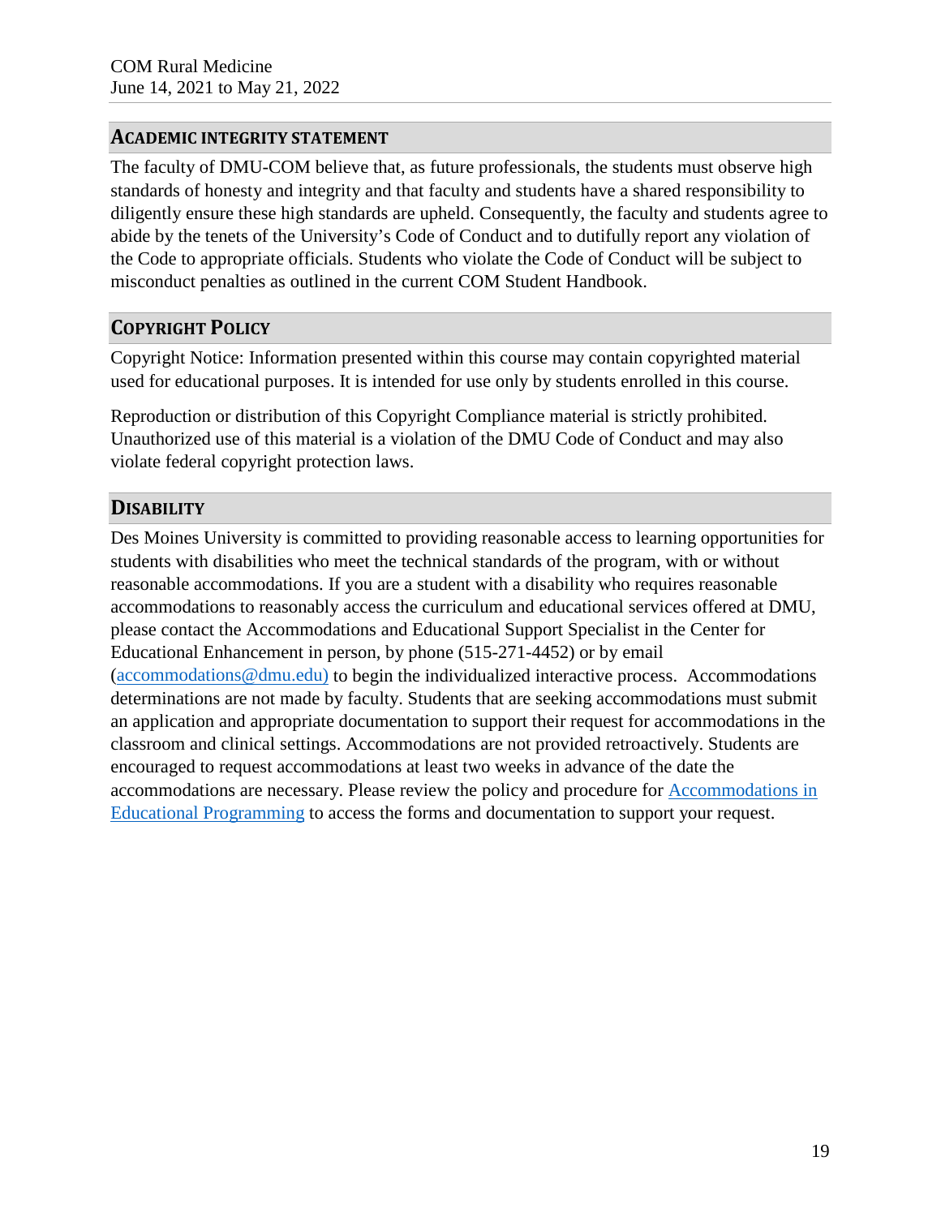## ACADEMIC INTEGRITY STATEMENT

The faculty of DMU-COM believe that, as future professionals, the students must observe high standards of honesty and integrity and that faculty and students have a shared responsibility to diligently ensure these high standards are upheld. Consequently, the faculty and students agree to abide by the tenets of the University's Code of Conduct and to dutifully report any violation of the Code to appropriate officials. Students who violate the Code of Conduct will be subject to misconduct penalties as outlined in the current COM Student Handbook.

## COPYRIGHT POLICY

Copyright Notice: Information presented within this course may contain copyrighted material used for educational purposes. It is intended for use only by students enrolled in this course.

Reproduction or distribution of this Copyright Compliance material is strictly prohibited. Unauthorized use of this material is a violation of the DMU Code of Conduct and may also violate federal copyright protection laws.

## DISABILITY

Des Moines University is committed to providing reasonable access to learning opportunities for students with disabilities who meet the technical standards of the program, with or without reasonable accommodations. If you are a student with a disability who requires reasonable accommodations to reasonably access the curriculum and educational services offered at DMU, please contact the Accommodations and Educational Support Specialist in the Center for Educational Enhancement in person, by phone (515-271-4452) or by email (accommodations@dmu.edu) to begin the individualized interactive process. Accommodations determinations are not made by faculty. Students that are seeking accommodations must submit an application and appropriate documentation to support their request for accommodations in the classroom and clinical settings. Accommodations are not provided retroactively. Students are encouraged to request accommodations at least two weeks in advance of the date the accommodations are necessary. Please review the policy and procedure for Accommodations in Educational Programming to access the forms and documentation to support your request.